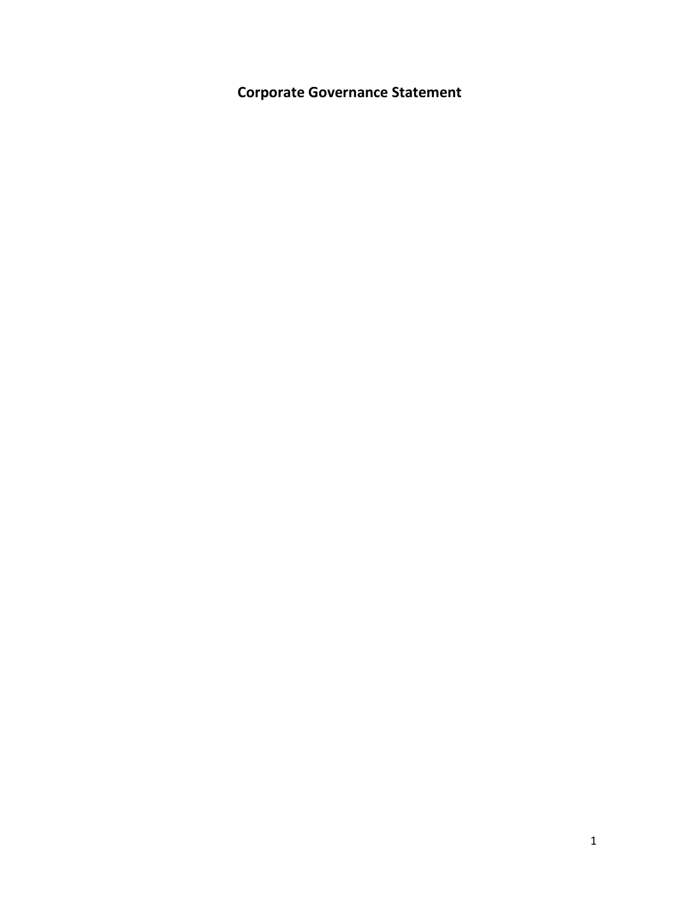# Corporate Governance Statement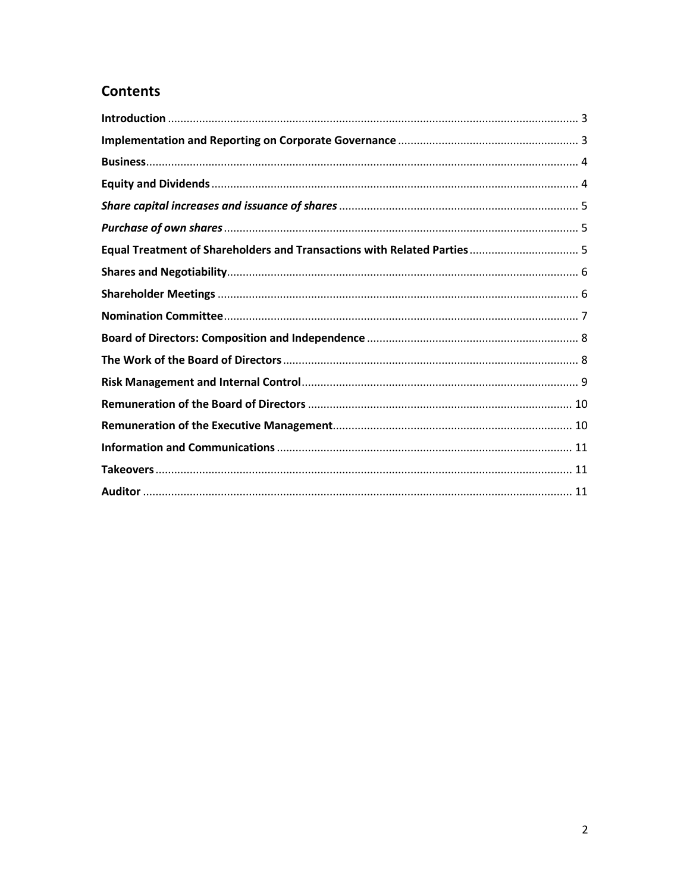## Contents

**Introduction** ........................................................................................................................ 3

**Implementation and Reporting on Corporate Governance** ........................................................ 3

**Business** .............................................................................................................................. 4

**Equity and Dividends** ........................................................................................................... 4

***Share capital increases and issuance of shares*** ................................................................... 5

***Purchase of own shares*** ...................................................................................................... 5

**Equal Treatment of Shareholders and Transactions with Related Parties** ................................. 5

**Shares and Negotiability** ...................................................................................................... 6

**Shareholder Meetings** .......................................................................................................... 6

**Nomination Committee** ........................................................................................................ 7

**Board of Directors: Composition and Independence** ................................................................. 8

**The Work of the Board of Directors** ....................................................................................... 8

**Risk Management and Internal Control** .................................................................................. 9

**Remuneration of the Board of Directors** ................................................................................ 10

**Remuneration of the Executive Management** ......................................................................... 10

**Information and Communications** ........................................................................................ 11

**Takeovers** ........................................................................................................................... 11

**Auditor** .............................................................................................................................. 11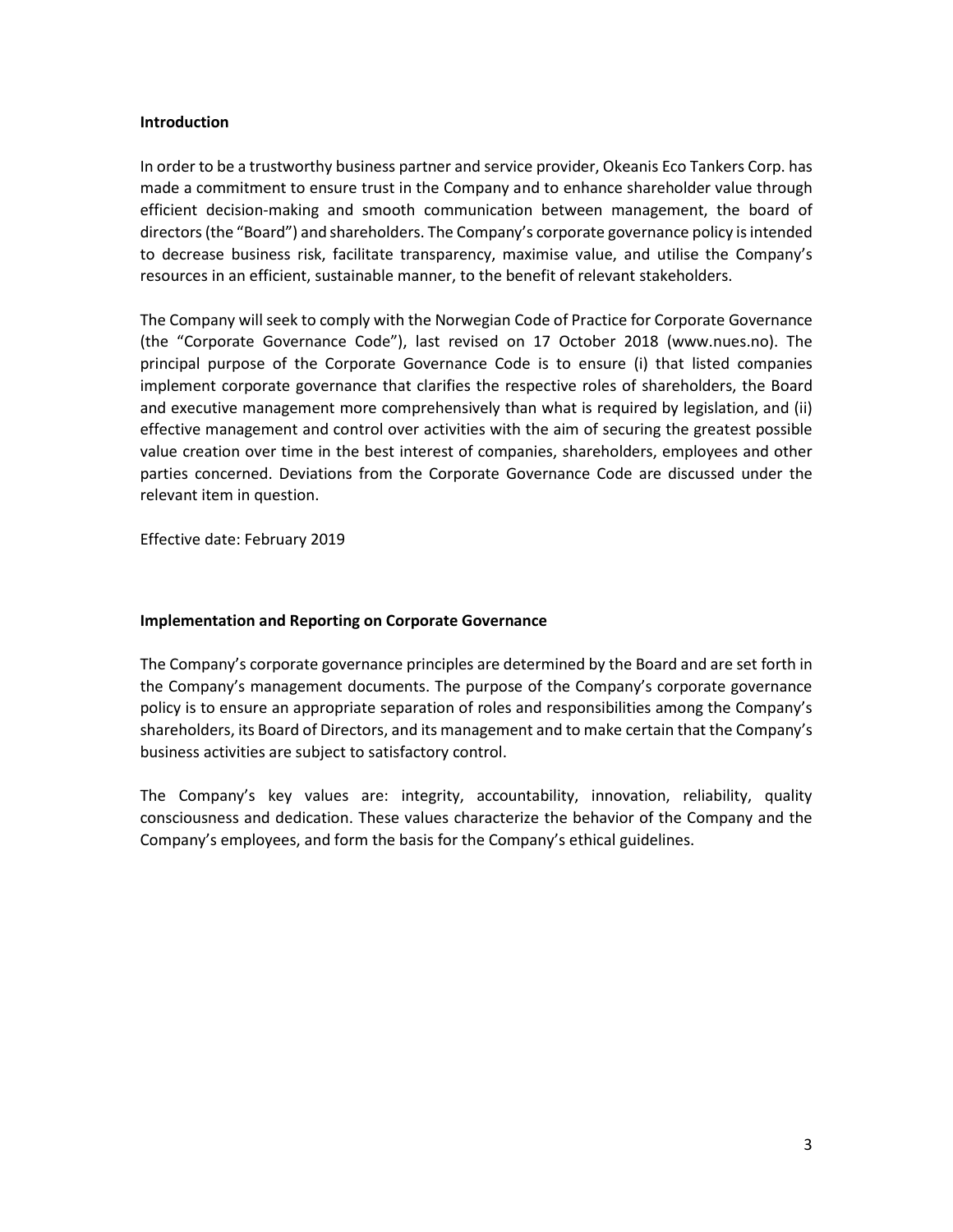## Introduction

In order to be a trustworthy business partner and service provider, Okeanis Eco Tankers Corp. has made a commitment to ensure trust in the Company and to enhance shareholder value through efficient decision-making and smooth communication between management, the board of directors (the "Board") and shareholders. The Company's corporate governance policy is intended to decrease business risk, facilitate transparency, maximise value, and utilise the Company's resources in an efficient, sustainable manner, to the benefit of relevant stakeholders.

The Company will seek to comply with the Norwegian Code of Practice for Corporate Governance (the "Corporate Governance Code"), last revised on 17 October 2018 (www.nues.no). The principal purpose of the Corporate Governance Code is to ensure (i) that listed companies implement corporate governance that clarifies the respective roles of shareholders, the Board and executive management more comprehensively than what is required by legislation, and (ii) effective management and control over activities with the aim of securing the greatest possible value creation over time in the best interest of companies, shareholders, employees and other parties concerned. Deviations from the Corporate Governance Code are discussed under the relevant item in question.

Effective date: February 2019

## Implementation and Reporting on Corporate Governance

The Company's corporate governance principles are determined by the Board and are set forth in the Company's management documents. The purpose of the Company's corporate governance policy is to ensure an appropriate separation of roles and responsibilities among the Company's shareholders, its Board of Directors, and its management and to make certain that the Company's business activities are subject to satisfactory control.

The Company's key values are: integrity, accountability, innovation, reliability, quality consciousness and dedication. These values characterize the behavior of the Company and the Company's employees, and form the basis for the Company's ethical guidelines.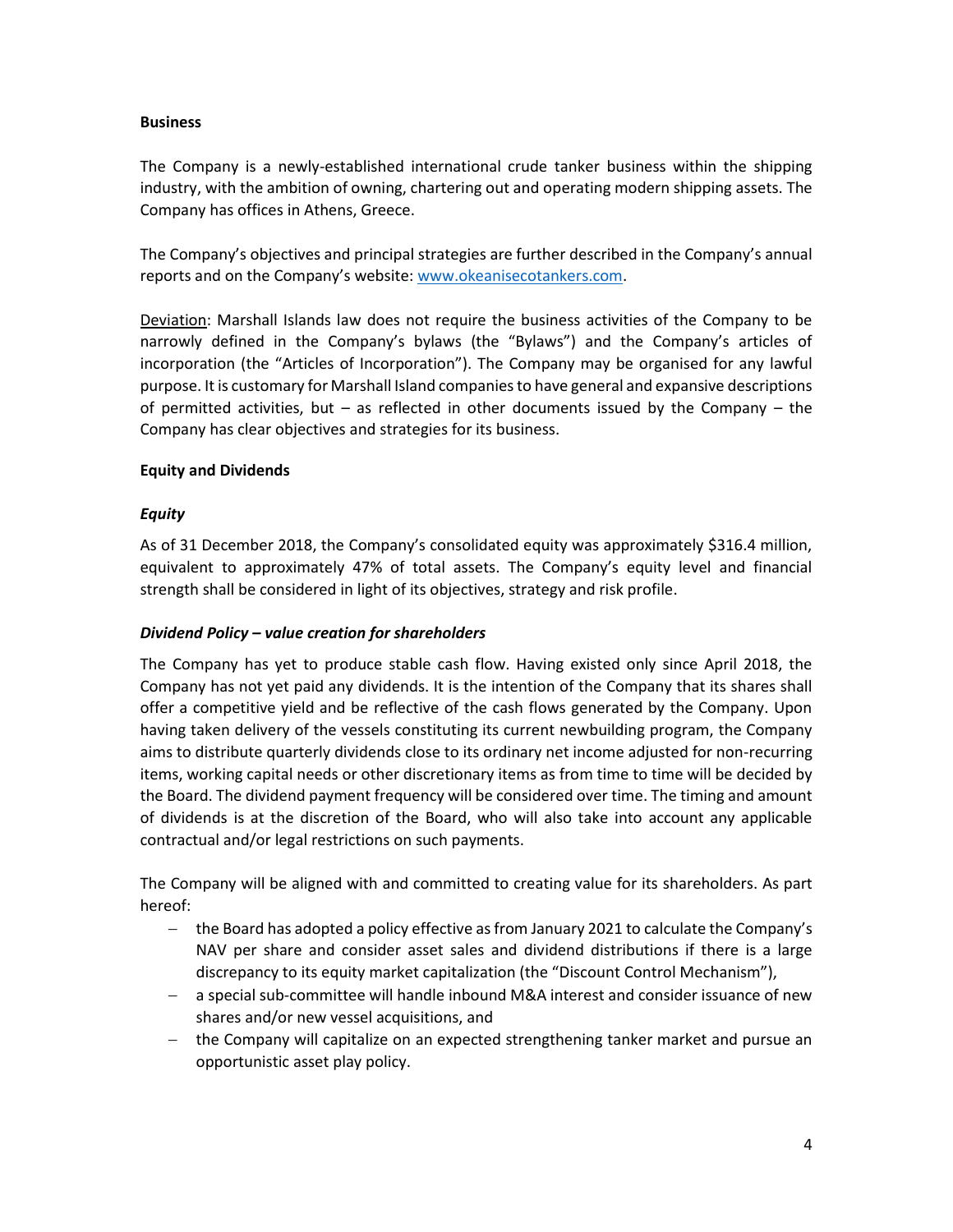**Business**

The Company is a newly-established international crude tanker business within the shipping industry, with the ambition of owning, chartering out and operating modern shipping assets. The Company has offices in Athens, Greece.

The Company's objectives and principal strategies are further described in the Company's annual reports and on the Company's website: [www.okeanisecotankers.com](www.okeanisecotankers.com).

Deviation: Marshall Islands law does not require the business activities of the Company to be narrowly defined in the Company's bylaws (the "Bylaws") and the Company's articles of incorporation (the "Articles of Incorporation"). The Company may be organised for any lawful purpose. It is customary for Marshall Island companies to have general and expansive descriptions of permitted activities, but – as reflected in other documents issued by the Company – the Company has clear objectives and strategies for its business.

**Equity and Dividends**

***Equity***

As of 31 December 2018, the Company's consolidated equity was approximately $316.4 million, equivalent to approximately 47% of total assets. The Company's equity level and financial strength shall be considered in light of its objectives, strategy and risk profile.

***Dividend Policy – value creation for shareholders***

The Company has yet to produce stable cash flow. Having existed only since April 2018, the Company has not yet paid any dividends. It is the intention of the Company that its shares shall offer a competitive yield and be reflective of the cash flows generated by the Company. Upon having taken delivery of the vessels constituting its current newbuilding program, the Company aims to distribute quarterly dividends close to its ordinary net income adjusted for non-recurring items, working capital needs or other discretionary items as from time to time will be decided by the Board. The dividend payment frequency will be considered over time. The timing and amount of dividends is at the discretion of the Board, who will also take into account any applicable contractual and/or legal restrictions on such payments.

The Company will be aligned with and committed to creating value for its shareholders. As part hereof:

- the Board has adopted a policy effective as from January 2021 to calculate the Company's NAV per share and consider asset sales and dividend distributions if there is a large discrepancy to its equity market capitalization (the "Discount Control Mechanism"),
- a special sub-committee will handle inbound M&A interest and consider issuance of new shares and/or new vessel acquisitions, and
- the Company will capitalize on an expected strengthening tanker market and pursue an opportunistic asset play policy.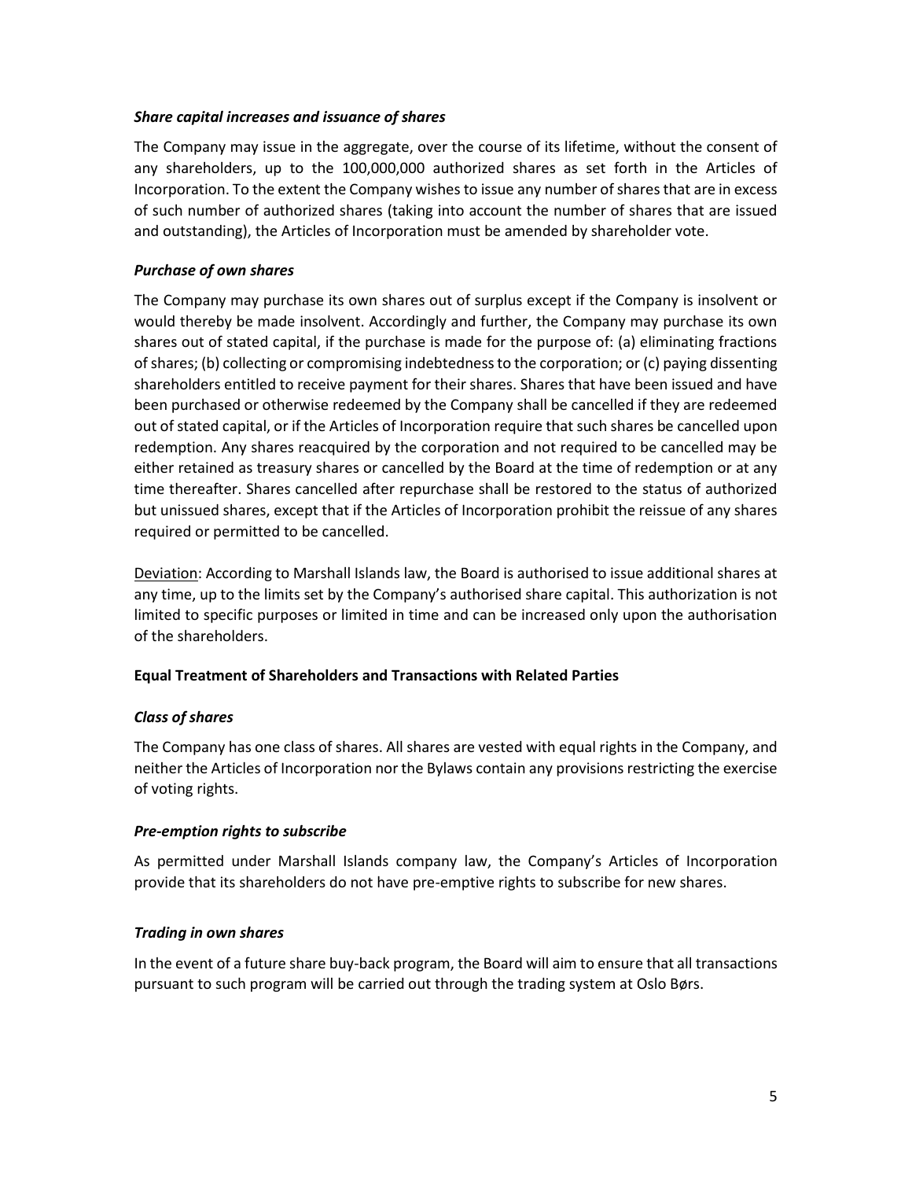### *Share capital increases and issuance of shares*

The Company may issue in the aggregate, over the course of its lifetime, without the consent of any shareholders, up to the 100,000,000 authorized shares as set forth in the Articles of Incorporation. To the extent the Company wishes to issue any number of shares that are in excess of such number of authorized shares (taking into account the number of shares that are issued and outstanding), the Articles of Incorporation must be amended by shareholder vote.

### *Purchase of own shares*

The Company may purchase its own shares out of surplus except if the Company is insolvent or would thereby be made insolvent. Accordingly and further, the Company may purchase its own shares out of stated capital, if the purchase is made for the purpose of: (a) eliminating fractions of shares; (b) collecting or compromising indebtedness to the corporation; or (c) paying dissenting shareholders entitled to receive payment for their shares. Shares that have been issued and have been purchased or otherwise redeemed by the Company shall be cancelled if they are redeemed out of stated capital, or if the Articles of Incorporation require that such shares be cancelled upon redemption. Any shares reacquired by the corporation and not required to be cancelled may be either retained as treasury shares or cancelled by the Board at the time of redemption or at any time thereafter. Shares cancelled after repurchase shall be restored to the status of authorized but unissued shares, except that if the Articles of Incorporation prohibit the reissue of any shares required or permitted to be cancelled.

<u>Deviation</u>: According to Marshall Islands law, the Board is authorised to issue additional shares at any time, up to the limits set by the Company's authorised share capital. This authorization is not limited to specific purposes or limited in time and can be increased only upon the authorisation of the shareholders.

## **Equal Treatment of Shareholders and Transactions with Related Parties**

### *Class of shares*

The Company has one class of shares. All shares are vested with equal rights in the Company, and neither the Articles of Incorporation nor the Bylaws contain any provisions restricting the exercise of voting rights.

### *Pre-emption rights to subscribe*

As permitted under Marshall Islands company law, the Company's Articles of Incorporation provide that its shareholders do not have pre-emptive rights to subscribe for new shares.

### *Trading in own shares*

In the event of a future share buy-back program, the Board will aim to ensure that all transactions pursuant to such program will be carried out through the trading system at Oslo Børs.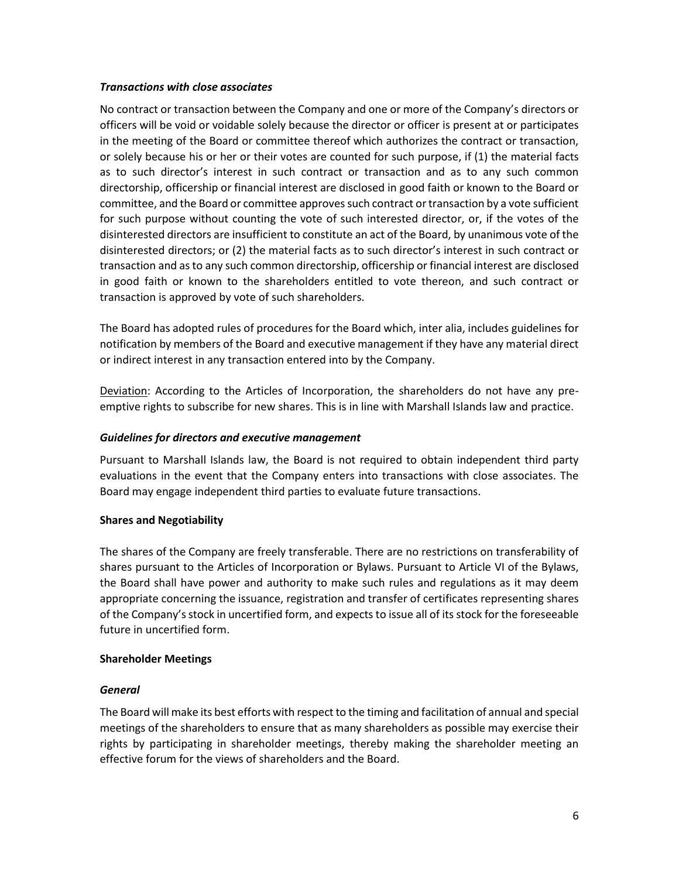### *Transactions with close associates*

No contract or transaction between the Company and one or more of the Company's directors or officers will be void or voidable solely because the director or officer is present at or participates in the meeting of the Board or committee thereof which authorizes the contract or transaction, or solely because his or her or their votes are counted for such purpose, if (1) the material facts as to such director's interest in such contract or transaction and as to any such common directorship, officership or financial interest are disclosed in good faith or known to the Board or committee, and the Board or committee approves such contract or transaction by a vote sufficient for such purpose without counting the vote of such interested director, or, if the votes of the disinterested directors are insufficient to constitute an act of the Board, by unanimous vote of the disinterested directors; or (2) the material facts as to such director's interest in such contract or transaction and as to any such common directorship, officership or financial interest are disclosed in good faith or known to the shareholders entitled to vote thereon, and such contract or transaction is approved by vote of such shareholders.

The Board has adopted rules of procedures for the Board which, inter alia, includes guidelines for notification by members of the Board and executive management if they have any material direct or indirect interest in any transaction entered into by the Company.

<u>Deviation</u>: According to the Articles of Incorporation, the shareholders do not have any pre-emptive rights to subscribe for new shares. This is in line with Marshall Islands law and practice.

### *Guidelines for directors and executive management*

Pursuant to Marshall Islands law, the Board is not required to obtain independent third party evaluations in the event that the Company enters into transactions with close associates. The Board may engage independent third parties to evaluate future transactions.

## **Shares and Negotiability**

The shares of the Company are freely transferable. There are no restrictions on transferability of shares pursuant to the Articles of Incorporation or Bylaws. Pursuant to Article VI of the Bylaws, the Board shall have power and authority to make such rules and regulations as it may deem appropriate concerning the issuance, registration and transfer of certificates representing shares of the Company's stock in uncertified form, and expects to issue all of its stock for the foreseeable future in uncertified form.

## **Shareholder Meetings**

### *General*

The Board will make its best efforts with respect to the timing and facilitation of annual and special meetings of the shareholders to ensure that as many shareholders as possible may exercise their rights by participating in shareholder meetings, thereby making the shareholder meeting an effective forum for the views of shareholders and the Board.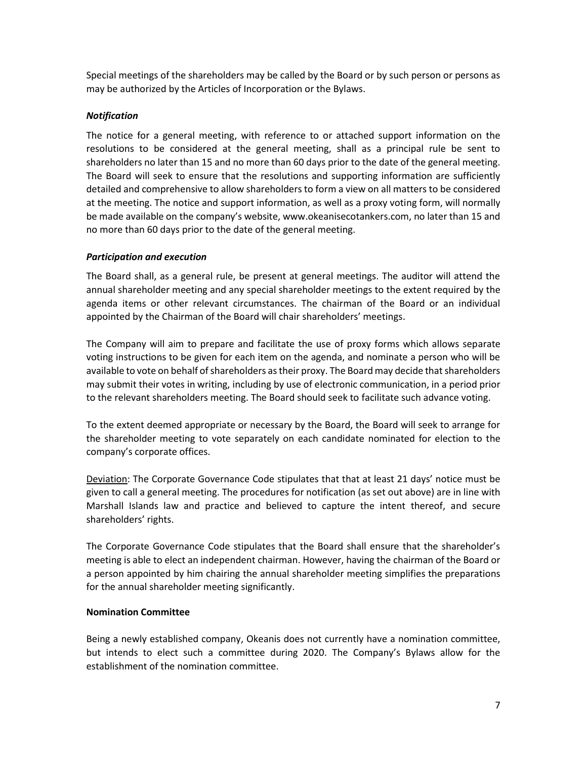Special meetings of the shareholders may be called by the Board or by such person or persons as may be authorized by the Articles of Incorporation or the Bylaws.

### *Notification*

The notice for a general meeting, with reference to or attached support information on the resolutions to be considered at the general meeting, shall as a principal rule be sent to shareholders no later than 15 and no more than 60 days prior to the date of the general meeting. The Board will seek to ensure that the resolutions and supporting information are sufficiently detailed and comprehensive to allow shareholders to form a view on all matters to be considered at the meeting. The notice and support information, as well as a proxy voting form, will normally be made available on the company's website, www.okeanisecotankers.com, no later than 15 and no more than 60 days prior to the date of the general meeting.

### *Participation and execution*

The Board shall, as a general rule, be present at general meetings. The auditor will attend the annual shareholder meeting and any special shareholder meetings to the extent required by the agenda items or other relevant circumstances. The chairman of the Board or an individual appointed by the Chairman of the Board will chair shareholders' meetings.

The Company will aim to prepare and facilitate the use of proxy forms which allows separate voting instructions to be given for each item on the agenda, and nominate a person who will be available to vote on behalf of shareholders as their proxy. The Board may decide that shareholders may submit their votes in writing, including by use of electronic communication, in a period prior to the relevant shareholders meeting. The Board should seek to facilitate such advance voting.

To the extent deemed appropriate or necessary by the Board, the Board will seek to arrange for the shareholder meeting to vote separately on each candidate nominated for election to the company's corporate offices.

<u>Deviation</u>: The Corporate Governance Code stipulates that that at least 21 days' notice must be given to call a general meeting. The procedures for notification (as set out above) are in line with Marshall Islands law and practice and believed to capture the intent thereof, and secure shareholders' rights.

The Corporate Governance Code stipulates that the Board shall ensure that the shareholder's meeting is able to elect an independent chairman. However, having the chairman of the Board or a person appointed by him chairing the annual shareholder meeting simplifies the preparations for the annual shareholder meeting significantly.

## Nomination Committee

Being a newly established company, Okeanis does not currently have a nomination committee, but intends to elect such a committee during 2020. The Company's Bylaws allow for the establishment of the nomination committee.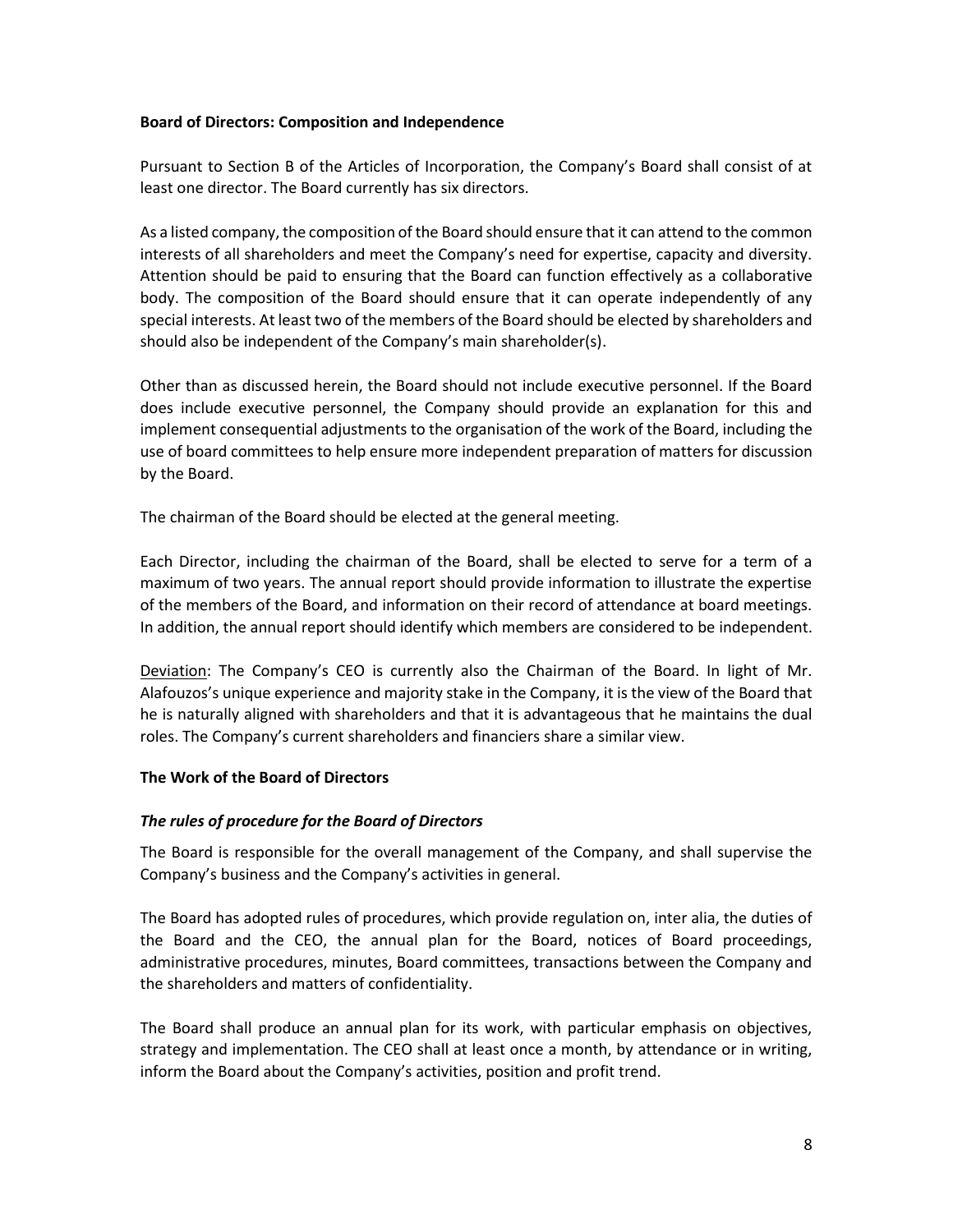**Board of Directors: Composition and Independence**

Pursuant to Section B of the Articles of Incorporation, the Company's Board shall consist of at least one director. The Board currently has six directors.

As a listed company, the composition of the Board should ensure that it can attend to the common interests of all shareholders and meet the Company's need for expertise, capacity and diversity. Attention should be paid to ensuring that the Board can function effectively as a collaborative body. The composition of the Board should ensure that it can operate independently of any special interests. At least two of the members of the Board should be elected by shareholders and should also be independent of the Company's main shareholder(s).

Other than as discussed herein, the Board should not include executive personnel. If the Board does include executive personnel, the Company should provide an explanation for this and implement consequential adjustments to the organisation of the work of the Board, including the use of board committees to help ensure more independent preparation of matters for discussion by the Board.

The chairman of the Board should be elected at the general meeting.

Each Director, including the chairman of the Board, shall be elected to serve for a term of a maximum of two years. The annual report should provide information to illustrate the expertise of the members of the Board, and information on their record of attendance at board meetings. In addition, the annual report should identify which members are considered to be independent.

<u>Deviation</u>: The Company's CEO is currently also the Chairman of the Board. In light of Mr. Alafouzos's unique experience and majority stake in the Company, it is the view of the Board that he is naturally aligned with shareholders and that it is advantageous that he maintains the dual roles. The Company's current shareholders and financiers share a similar view.

**The Work of the Board of Directors**

***The rules of procedure for the Board of Directors***

The Board is responsible for the overall management of the Company, and shall supervise the Company's business and the Company's activities in general.

The Board has adopted rules of procedures, which provide regulation on, inter alia, the duties of the Board and the CEO, the annual plan for the Board, notices of Board proceedings, administrative procedures, minutes, Board committees, transactions between the Company and the shareholders and matters of confidentiality.

The Board shall produce an annual plan for its work, with particular emphasis on objectives, strategy and implementation. The CEO shall at least once a month, by attendance or in writing, inform the Board about the Company's activities, position and profit trend.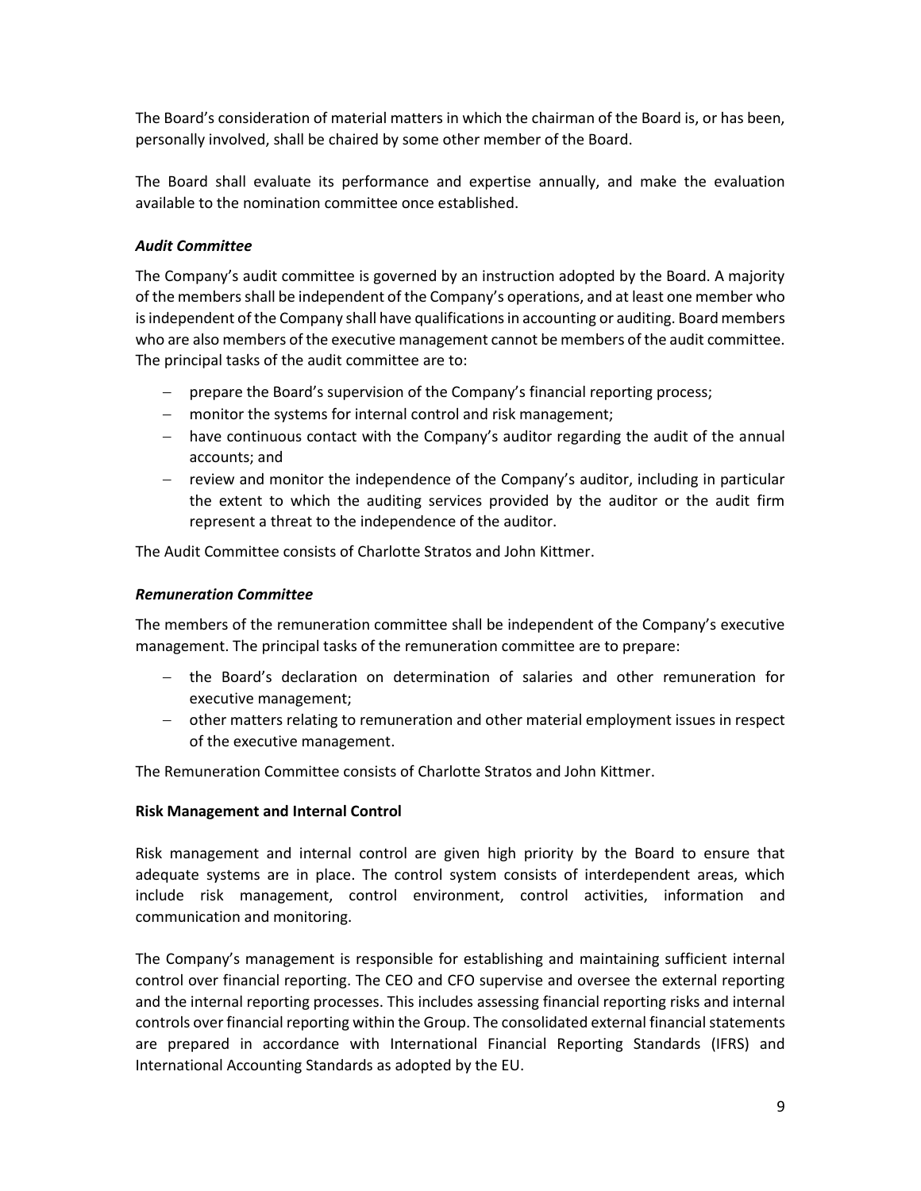The Board's consideration of material matters in which the chairman of the Board is, or has been, personally involved, shall be chaired by some other member of the Board.

The Board shall evaluate its performance and expertise annually, and make the evaluation available to the nomination committee once established.

***Audit Committee***

The Company's audit committee is governed by an instruction adopted by the Board. A majority of the members shall be independent of the Company's operations, and at least one member who is independent of the Company shall have qualifications in accounting or auditing. Board members who are also members of the executive management cannot be members of the audit committee. The principal tasks of the audit committee are to:

- prepare the Board's supervision of the Company's financial reporting process;
- monitor the systems for internal control and risk management;
- have continuous contact with the Company's auditor regarding the audit of the annual accounts; and
- review and monitor the independence of the Company's auditor, including in particular the extent to which the auditing services provided by the auditor or the audit firm represent a threat to the independence of the auditor.

The Audit Committee consists of Charlotte Stratos and John Kittmer.

***Remuneration Committee***

The members of the remuneration committee shall be independent of the Company's executive management. The principal tasks of the remuneration committee are to prepare:

- the Board's declaration on determination of salaries and other remuneration for executive management;
- other matters relating to remuneration and other material employment issues in respect of the executive management.

The Remuneration Committee consists of Charlotte Stratos and John Kittmer.

**Risk Management and Internal Control**

Risk management and internal control are given high priority by the Board to ensure that adequate systems are in place. The control system consists of interdependent areas, which include risk management, control environment, control activities, information and communication and monitoring.

The Company's management is responsible for establishing and maintaining sufficient internal control over financial reporting. The CEO and CFO supervise and oversee the external reporting and the internal reporting processes. This includes assessing financial reporting risks and internal controls over financial reporting within the Group. The consolidated external financial statements are prepared in accordance with International Financial Reporting Standards (IFRS) and International Accounting Standards as adopted by the EU.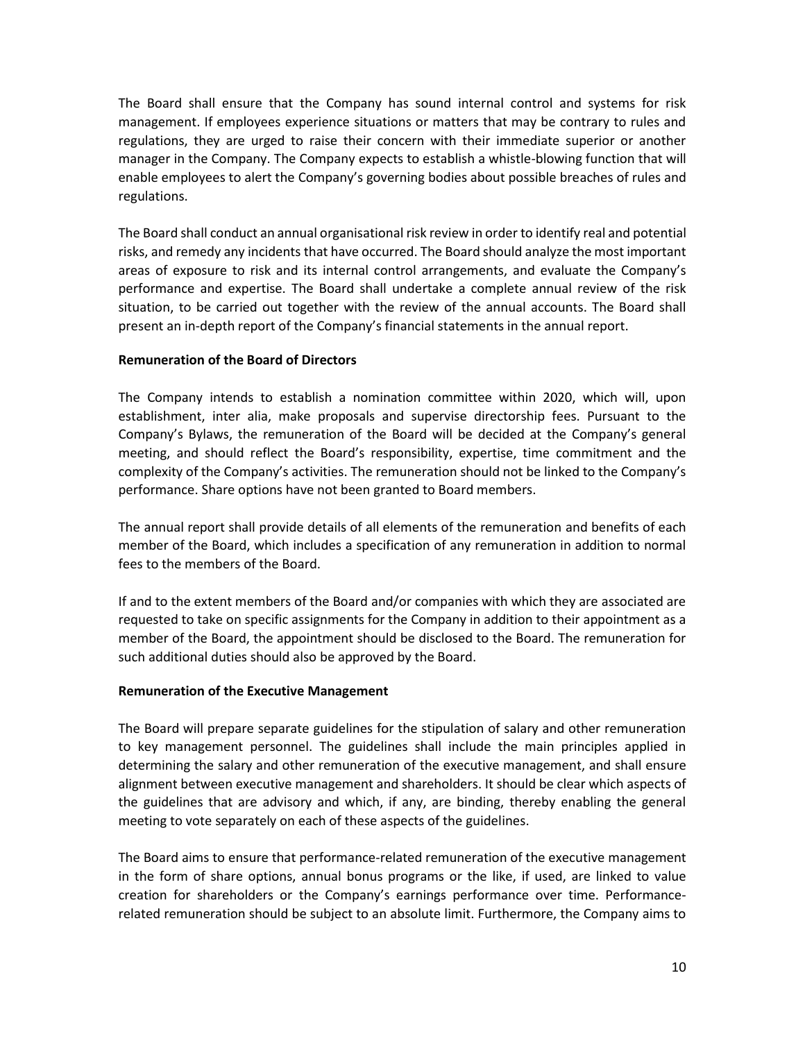The Board shall ensure that the Company has sound internal control and systems for risk management. If employees experience situations or matters that may be contrary to rules and regulations, they are urged to raise their concern with their immediate superior or another manager in the Company. The Company expects to establish a whistle-blowing function that will enable employees to alert the Company's governing bodies about possible breaches of rules and regulations.

The Board shall conduct an annual organisational risk review in order to identify real and potential risks, and remedy any incidents that have occurred. The Board should analyze the most important areas of exposure to risk and its internal control arrangements, and evaluate the Company's performance and expertise. The Board shall undertake a complete annual review of the risk situation, to be carried out together with the review of the annual accounts. The Board shall present an in-depth report of the Company's financial statements in the annual report.

**Remuneration of the Board of Directors**

The Company intends to establish a nomination committee within 2020, which will, upon establishment, inter alia, make proposals and supervise directorship fees. Pursuant to the Company's Bylaws, the remuneration of the Board will be decided at the Company's general meeting, and should reflect the Board's responsibility, expertise, time commitment and the complexity of the Company's activities. The remuneration should not be linked to the Company's performance. Share options have not been granted to Board members.

The annual report shall provide details of all elements of the remuneration and benefits of each member of the Board, which includes a specification of any remuneration in addition to normal fees to the members of the Board.

If and to the extent members of the Board and/or companies with which they are associated are requested to take on specific assignments for the Company in addition to their appointment as a member of the Board, the appointment should be disclosed to the Board. The remuneration for such additional duties should also be approved by the Board.

**Remuneration of the Executive Management**

The Board will prepare separate guidelines for the stipulation of salary and other remuneration to key management personnel. The guidelines shall include the main principles applied in determining the salary and other remuneration of the executive management, and shall ensure alignment between executive management and shareholders. It should be clear which aspects of the guidelines that are advisory and which, if any, are binding, thereby enabling the general meeting to vote separately on each of these aspects of the guidelines.

The Board aims to ensure that performance-related remuneration of the executive management in the form of share options, annual bonus programs or the like, if used, are linked to value creation for shareholders or the Company's earnings performance over time. Performance-related remuneration should be subject to an absolute limit. Furthermore, the Company aims to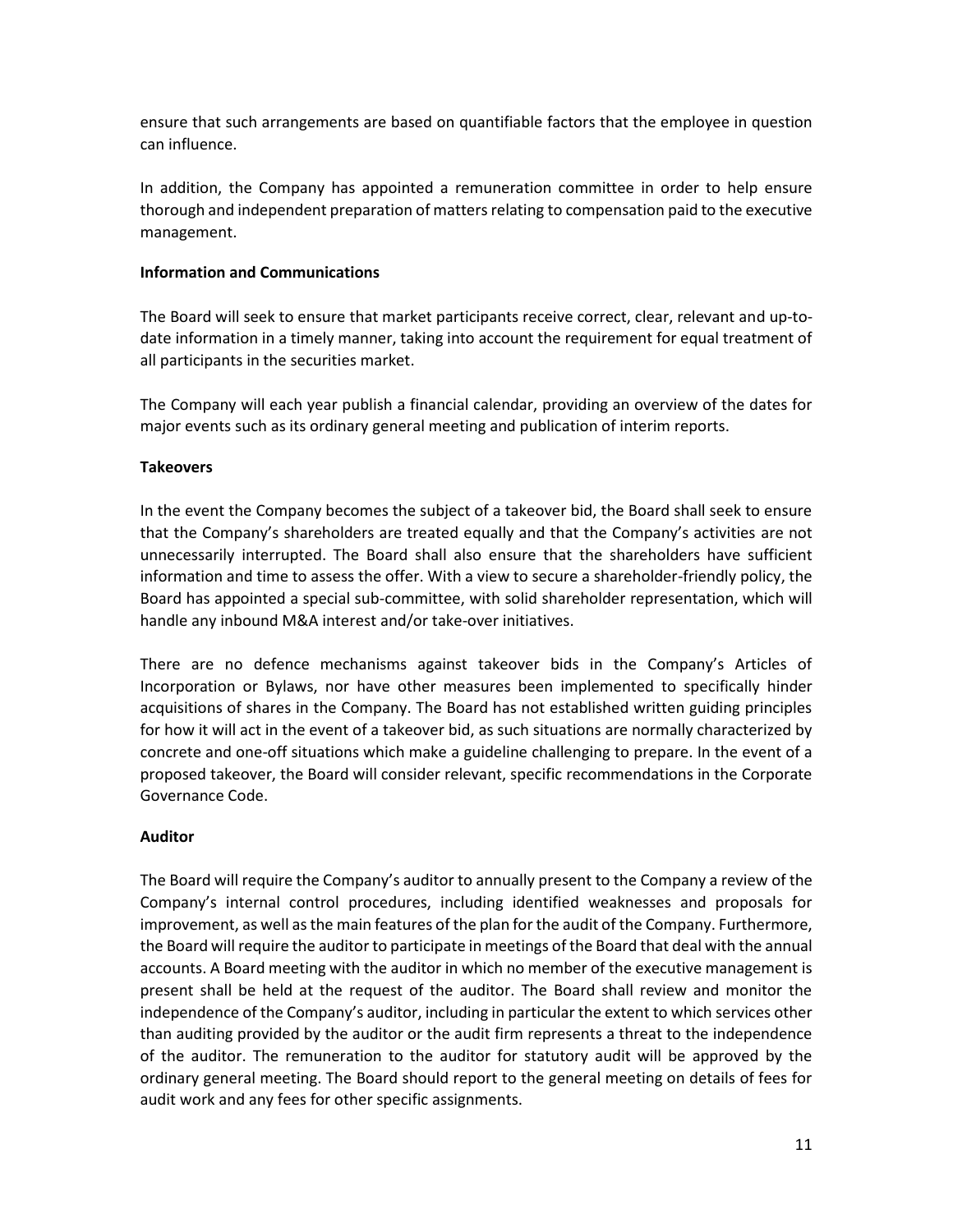ensure that such arrangements are based on quantifiable factors that the employee in question can influence.

In addition, the Company has appointed a remuneration committee in order to help ensure thorough and independent preparation of matters relating to compensation paid to the executive management.

**Information and Communications**

The Board will seek to ensure that market participants receive correct, clear, relevant and up-to-date information in a timely manner, taking into account the requirement for equal treatment of all participants in the securities market.

The Company will each year publish a financial calendar, providing an overview of the dates for major events such as its ordinary general meeting and publication of interim reports.

**Takeovers**

In the event the Company becomes the subject of a takeover bid, the Board shall seek to ensure that the Company's shareholders are treated equally and that the Company's activities are not unnecessarily interrupted. The Board shall also ensure that the shareholders have sufficient information and time to assess the offer. With a view to secure a shareholder-friendly policy, the Board has appointed a special sub-committee, with solid shareholder representation, which will handle any inbound M&A interest and/or take-over initiatives.

There are no defence mechanisms against takeover bids in the Company's Articles of Incorporation or Bylaws, nor have other measures been implemented to specifically hinder acquisitions of shares in the Company. The Board has not established written guiding principles for how it will act in the event of a takeover bid, as such situations are normally characterized by concrete and one-off situations which make a guideline challenging to prepare. In the event of a proposed takeover, the Board will consider relevant, specific recommendations in the Corporate Governance Code.

**Auditor**

The Board will require the Company's auditor to annually present to the Company a review of the Company's internal control procedures, including identified weaknesses and proposals for improvement, as well as the main features of the plan for the audit of the Company. Furthermore, the Board will require the auditor to participate in meetings of the Board that deal with the annual accounts. A Board meeting with the auditor in which no member of the executive management is present shall be held at the request of the auditor. The Board shall review and monitor the independence of the Company's auditor, including in particular the extent to which services other than auditing provided by the auditor or the audit firm represents a threat to the independence of the auditor. The remuneration to the auditor for statutory audit will be approved by the ordinary general meeting. The Board should report to the general meeting on details of fees for audit work and any fees for other specific assignments.